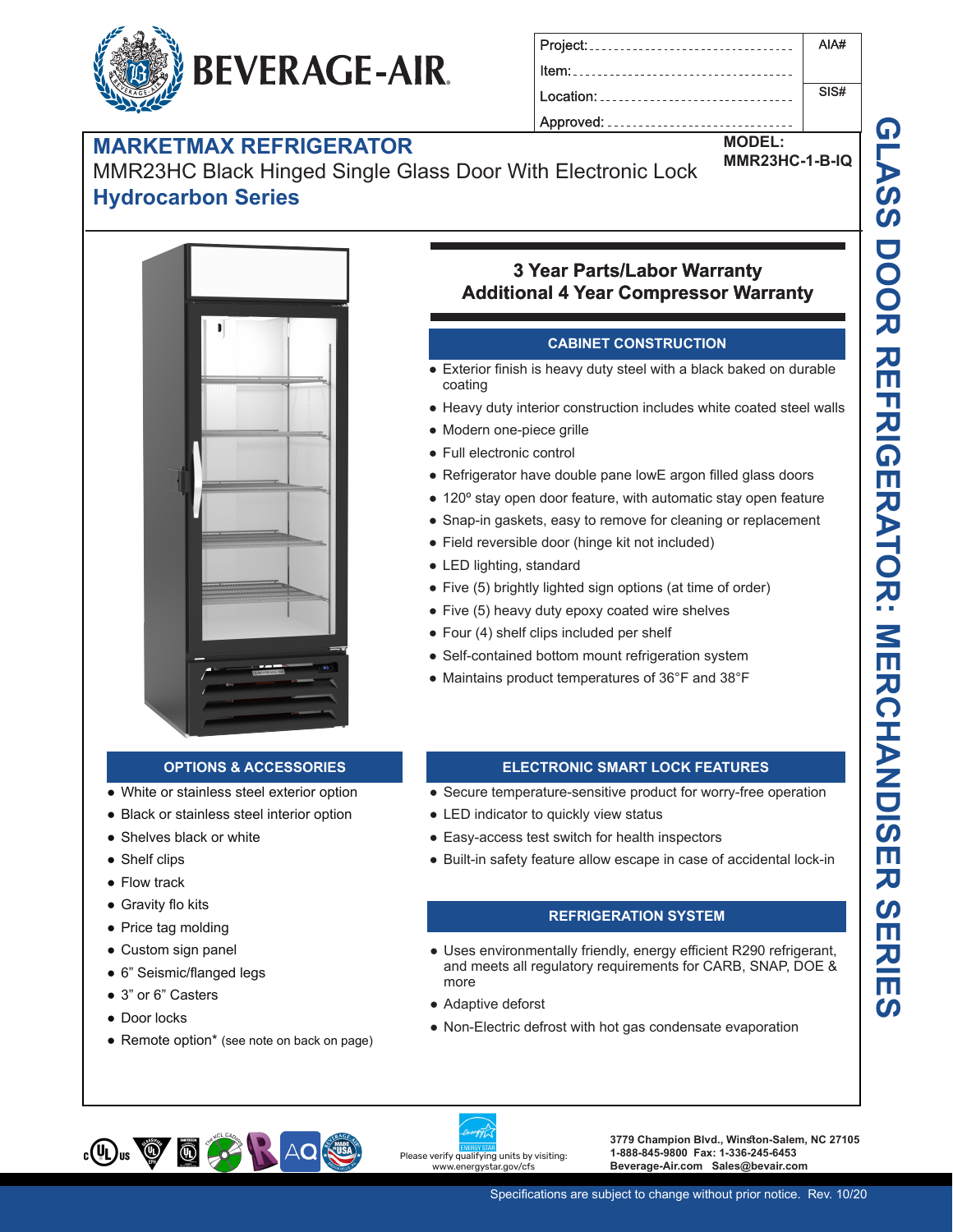BEVERAGE-AIR

| Project: | AIA# |
|---|---|
| Item: | |
| Location: | SIS# |
| Approved: | |

# MARKETMAX REFRIGERATOR

MMR23HC Black Hinged Single Glass Door With Electronic Lock

**Hydrocarbon Series**

**MODEL:**
**MMR23HC-1-B-IQ**

GLASS DOOR REFRIGERATOR: MERCHANDISER SERIES

## 3 Year Parts/Labor Warranty
## Additional 4 Year Compressor Warranty

### CABINET CONSTRUCTION

- Exterior finish is heavy duty steel with a black baked on durable coating
- Heavy duty interior construction includes white coated steel walls
- Modern one-piece grille
- Full electronic control
- Refrigerator have double pane lowE argon filled glass doors
- 120º stay open door feature, with automatic stay open feature
- Snap-in gaskets, easy to remove for cleaning or replacement
- Field reversible door (hinge kit not included)
- LED lighting, standard
- Five (5) brightly lighted sign options (at time of order)
- Five (5) heavy duty epoxy coated wire shelves
- Four (4) shelf clips included per shelf
- Self-contained bottom mount refrigeration system
- Maintains product temperatures of 36°F and 38°F

### OPTIONS & ACCESSORIES

- White or stainless steel exterior option
- Black or stainless steel interior option
- Shelves black or white
- Shelf clips
- Flow track
- Gravity flo kits
- Price tag molding
- Custom sign panel
- 6" Seismic/flanged legs
- 3" or 6" Casters
- Door locks
- Remote option* (see note on back on page)

### ELECTRONIC SMART LOCK FEATURES

- Secure temperature-sensitive product for worry-free operation
- LED indicator to quickly view status
- Easy-access test switch for health inspectors
- Built-in safety feature allow escape in case of accidental lock-in

### REFRIGERATION SYSTEM

- Uses environmentally friendly, energy efficient R290 refrigerant, and meets all regulatory requirements for CARB, SNAP, DOE & more
- Adaptive deforst
- Non-Electric defrost with hot gas condensate evaporation

Please verify qualifying units by visiting: www.energystar.gov/cfs

3779 Champion Blvd., Winston-Salem, NC 27105
1-888-845-9800 Fax: 1-336-245-6453
Beverage-Air.com Sales@bevair.com

Specifications are subject to change without prior notice. Rev. 10/20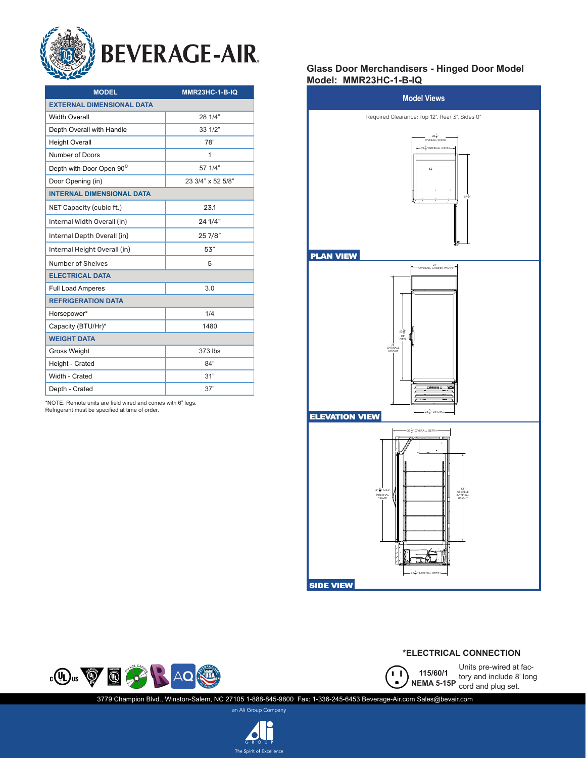# BEVERAGE-AIR

## Glass Door Merchandisers - Hinged Door Model
## Model: MMR23HC-1-B-IQ

| MODEL | MMR23HC-1-B-IQ |
|---|---|
| **EXTERNAL DIMENSIONAL DATA** | |
| Width Overall | 28 1/4" |
| Depth Overall with Handle | 33 1/2" |
| Height Overall | 78" |
| Number of Doors | 1 |
| Depth with Door Open 90° | 57 1/4" |
| Door Opening (in) | 23 3/4" x 52 5/8" |
| **INTERNAL DIMENSIONAL DATA** | |
| NET Capacity (cubic ft.) | 23.1 |
| Internal Width Overall (in) | 24 1/4" |
| Internal Depth Overall (in) | 25 7/8" |
| Internal Height Overall (in) | 53" |
| Number of Shelves | 5 |
| **ELECTRICAL DATA** | |
| Full Load Amperes | 3.0 |
| **REFRIGERATION DATA** | |
| Horsepower* | 1/4 |
| Capacity (BTU/Hr)* | 1480 |
| **WEIGHT DATA** | |
| Gross Weight | 373 lbs |
| Height - Crated | 84" |
| Width - Crated | 31" |
| Depth - Crated | 37" |

*NOTE: Remote units are field wired and comes with 6" legs.
Refrigerant must be specified at time of order.

### Model Views

Required Clearance: Top 12", Rear 3", Sides 0"

**PLAN VIEW**

**ELEVATION VIEW**

**SIDE VIEW**

### *ELECTRICAL CONNECTION

115/60/1
NEMA 5-15P

Units pre-wired at factory and include 8' long cord and plug set.

3779 Champion Blvd., Winston-Salem, NC 27105 1-888-845-9800 Fax: 1-336-245-6453 Beverage-Air.com Sales@bevair.com

an Ali Group Company

The Spirit of Excellence